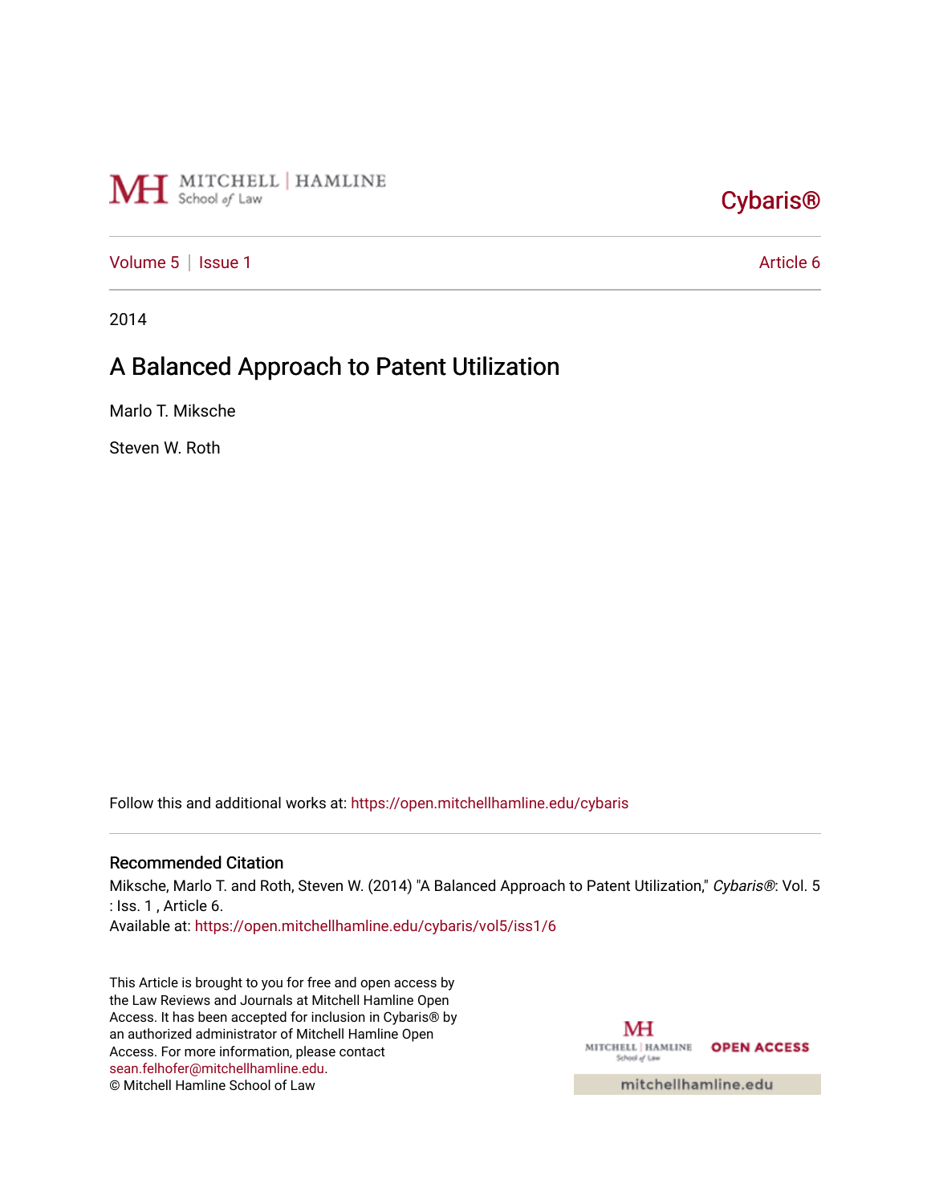MITCHELL | HAMLINE
School of Law

Cybaris®

Volume 5 | Issue 1 — Article 6

2014

# A Balanced Approach to Patent Utilization

Marlo T. Miksche

Steven W. Roth

Follow this and additional works at: https://open.mitchellhamline.edu/cybaris

## Recommended Citation

Miksche, Marlo T. and Roth, Steven W. (2014) "A Balanced Approach to Patent Utilization," *Cybaris®*: Vol. 5 : Iss. 1 , Article 6.
Available at: https://open.mitchellhamline.edu/cybaris/vol5/iss1/6

This Article is brought to you for free and open access by the Law Reviews and Journals at Mitchell Hamline Open Access. It has been accepted for inclusion in Cybaris® by an authorized administrator of Mitchell Hamline Open Access. For more information, please contact sean.felhofer@mitchellhamline.edu.
© Mitchell Hamline School of Law

MITCHELL | HAMLINE School of Law — OPEN ACCESS

mitchellhamline.edu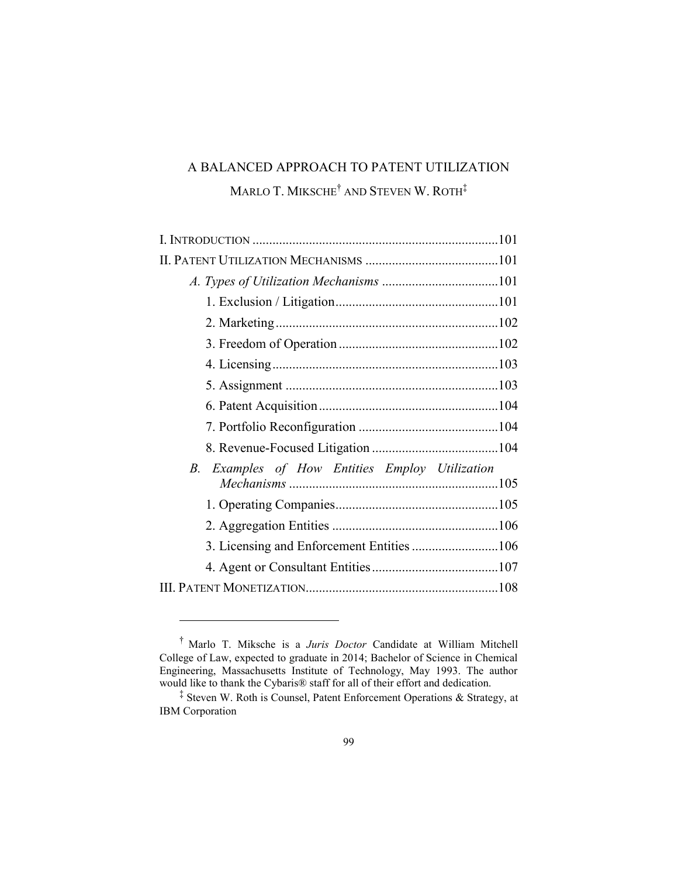# A BALANCED APPROACH TO PATENT UTILIZATION

MARLO T. MIKSCHE† AND STEVEN W. ROTH‡

I. INTRODUCTION ........................................................................101

II. PATENT UTILIZATION MECHANISMS .......................................101

*A. Types of Utilization Mechanisms* ..................................101

1. Exclusion / Litigation................................................101

2. Marketing..................................................................102

3. Freedom of Operation...............................................102

4. Licensing...................................................................103

5. Assignment ...............................................................103

6. Patent Acquisition.....................................................104

7. Portfolio Reconfiguration .........................................104

8. Revenue-Focused Litigation .....................................104

*B. Examples of How Entities Employ Utilization Mechanisms* ..............................................................105

1. Operating Companies................................................105

2. Aggregation Entities .................................................106

3. Licensing and Enforcement Entities .........................106

4. Agent or Consultant Entities.....................................107

III. PATENT MONETIZATION........................................................108

---

† Marlo T. Miksche is a *Juris Doctor* Candidate at William Mitchell College of Law, expected to graduate in 2014; Bachelor of Science in Chemical Engineering, Massachusetts Institute of Technology, May 1993. The author would like to thank the Cybaris® staff for all of their effort and dedication.

‡ Steven W. Roth is Counsel, Patent Enforcement Operations & Strategy, at IBM Corporation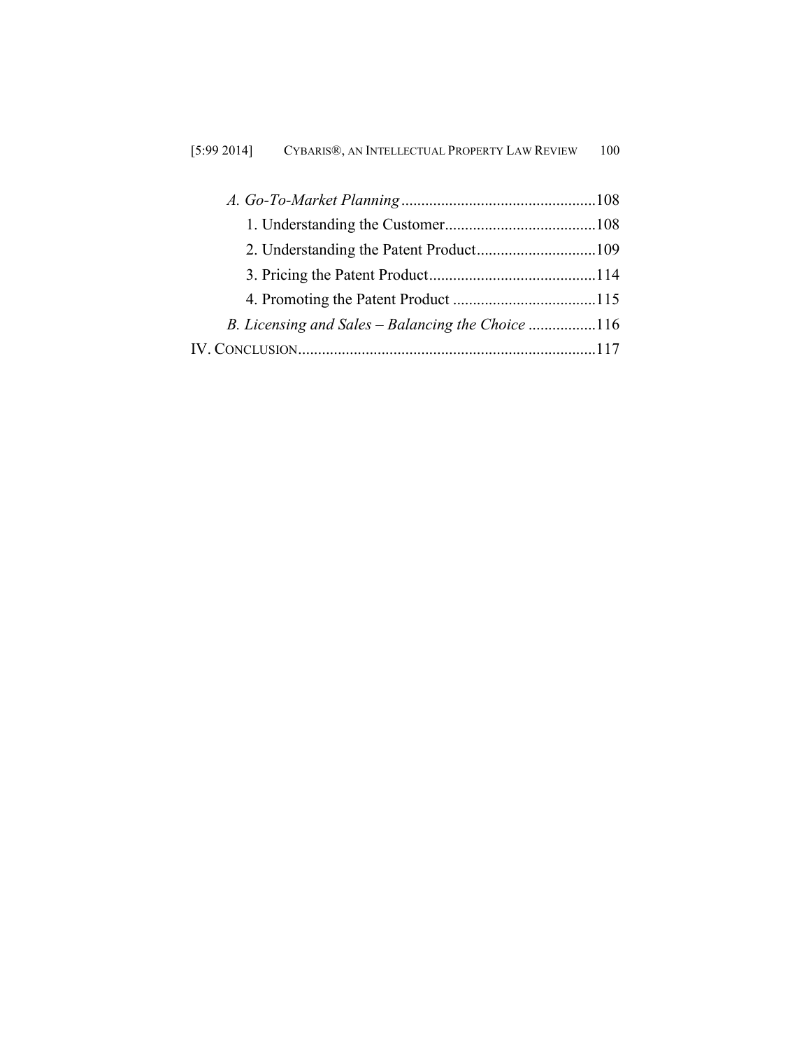*A. Go-To-Market Planning*.................................................108

1. Understanding the Customer......................................108
2. Understanding the Patent Product..............................109
3. Pricing the Patent Product...........................................114
4. Promoting the Patent Product ....................................115

*B. Licensing and Sales – Balancing the Choice* .................116

IV. CONCLUSION...........................................................................117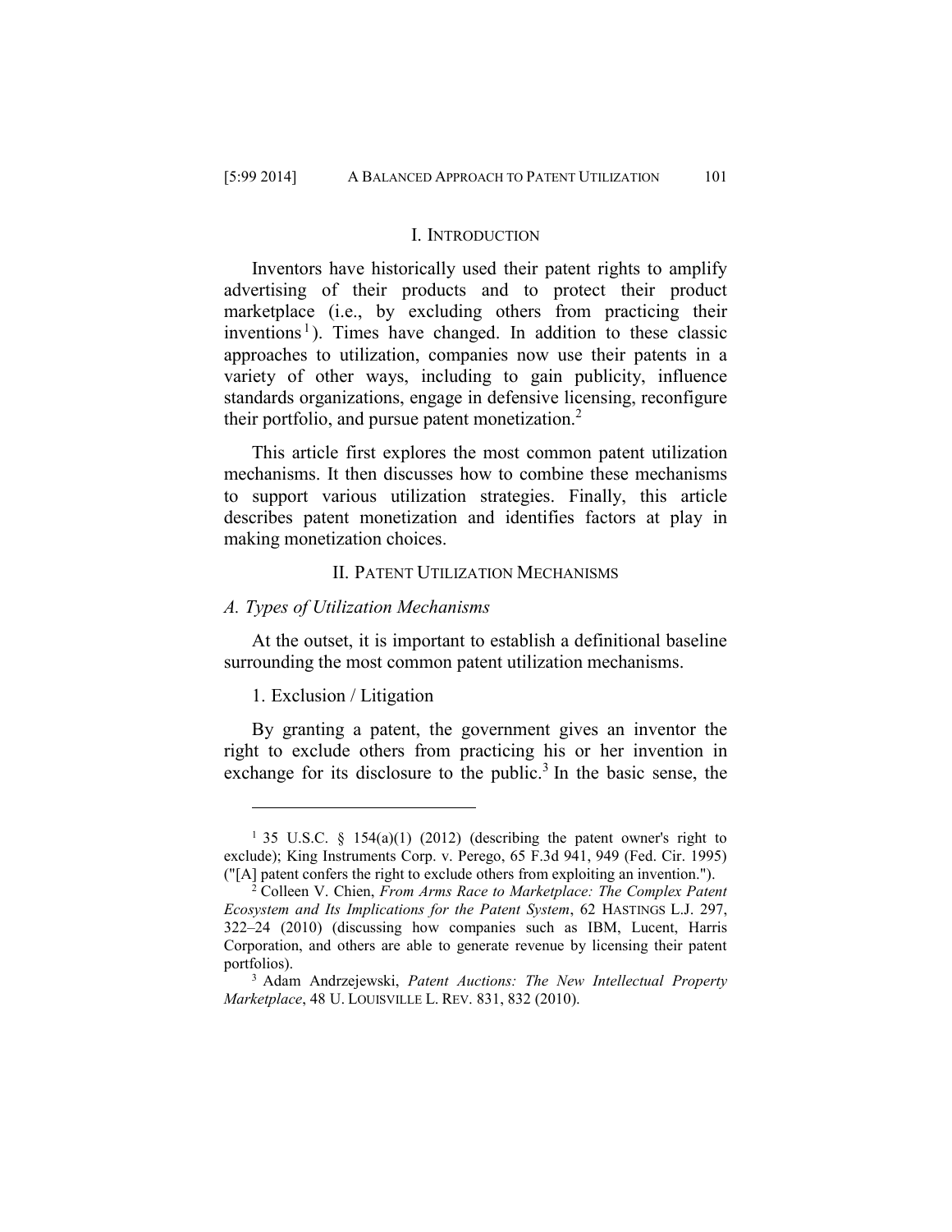# I. Introduction

Inventors have historically used their patent rights to amplify advertising of their products and to protect their product marketplace (i.e., by excluding others from practicing their inventions[1]). Times have changed. In addition to these classic approaches to utilization, companies now use their patents in a variety of other ways, including to gain publicity, influence standards organizations, engage in defensive licensing, reconfigure their portfolio, and pursue patent monetization.[2]

This article first explores the most common patent utilization mechanisms. It then discusses how to combine these mechanisms to support various utilization strategies. Finally, this article describes patent monetization and identifies factors at play in making monetization choices.

# II. Patent Utilization Mechanisms

## *A. Types of Utilization Mechanisms*

At the outset, it is important to establish a definitional baseline surrounding the most common patent utilization mechanisms.

### 1. Exclusion / Litigation

By granting a patent, the government gives an inventor the right to exclude others from practicing his or her invention in exchange for its disclosure to the public.[3] In the basic sense, the

---

[1] 35 U.S.C. § 154(a)(1) (2012) (describing the patent owner's right to exclude); King Instruments Corp. v. Perego, 65 F.3d 941, 949 (Fed. Cir. 1995) ("[A] patent confers the right to exclude others from exploiting an invention.").

[2] Colleen V. Chien, *From Arms Race to Marketplace: The Complex Patent Ecosystem and Its Implications for the Patent System*, 62 Hastings L.J. 297, 322–24 (2010) (discussing how companies such as IBM, Lucent, Harris Corporation, and others are able to generate revenue by licensing their patent portfolios).

[3] Adam Andrzejewski, *Patent Auctions: The New Intellectual Property Marketplace*, 48 U. Louisville L. Rev. 831, 832 (2010).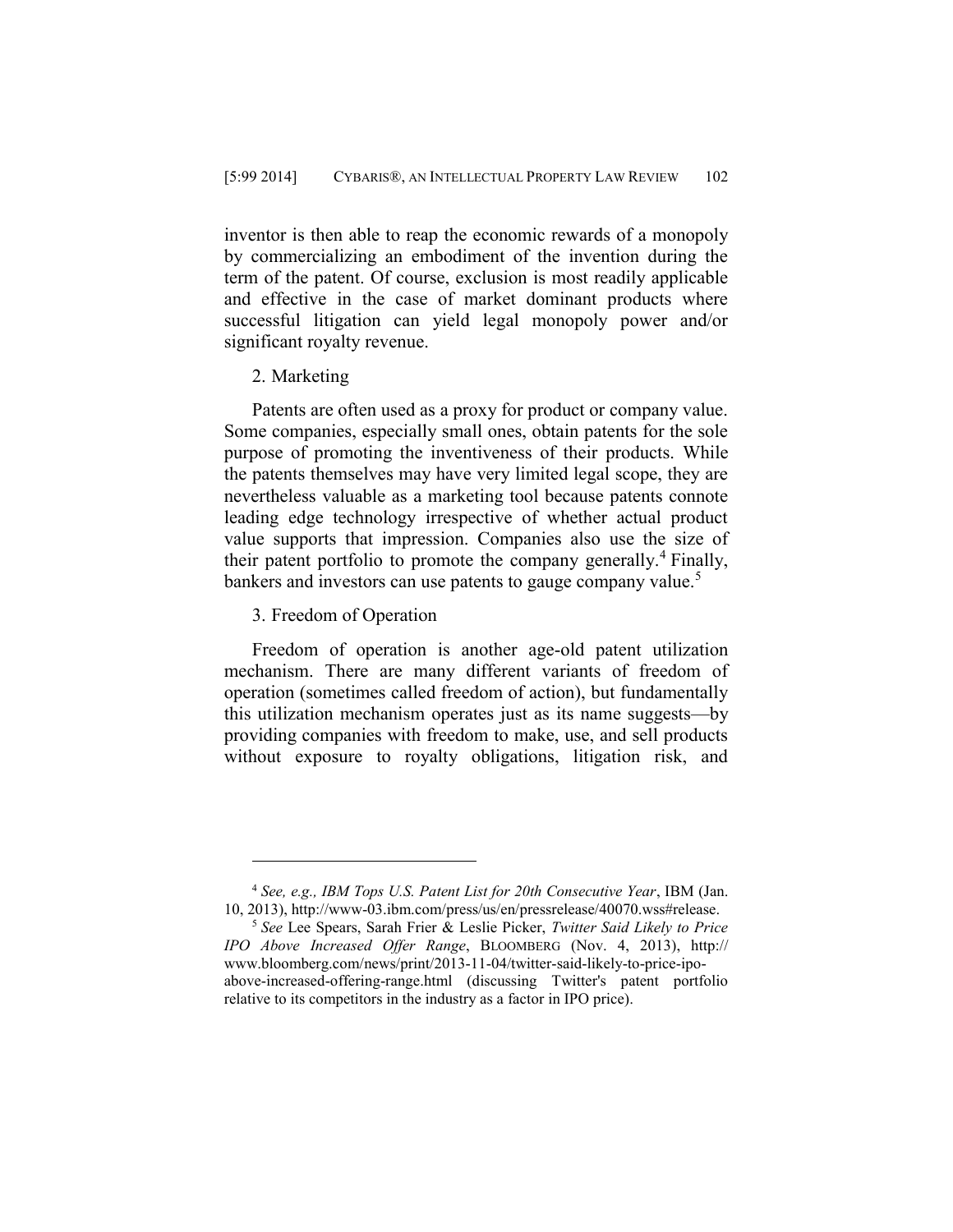inventor is then able to reap the economic rewards of a monopoly by commercializing an embodiment of the invention during the term of the patent. Of course, exclusion is most readily applicable and effective in the case of market dominant products where successful litigation can yield legal monopoly power and/or significant royalty revenue.

2. Marketing

Patents are often used as a proxy for product or company value. Some companies, especially small ones, obtain patents for the sole purpose of promoting the inventiveness of their products. While the patents themselves may have very limited legal scope, they are nevertheless valuable as a marketing tool because patents connote leading edge technology irrespective of whether actual product value supports that impression. Companies also use the size of their patent portfolio to promote the company generally.[4] Finally, bankers and investors can use patents to gauge company value.[5]

3. Freedom of Operation

Freedom of operation is another age-old patent utilization mechanism. There are many different variants of freedom of operation (sometimes called freedom of action), but fundamentally this utilization mechanism operates just as its name suggests—by providing companies with freedom to make, use, and sell products without exposure to royalty obligations, litigation risk, and

---

[4] *See, e.g., IBM Tops U.S. Patent List for 20th Consecutive Year*, IBM (Jan. 10, 2013), http://www-03.ibm.com/press/us/en/pressrelease/40070.wss#release.

[5] *See* Lee Spears, Sarah Frier & Leslie Picker, *Twitter Said Likely to Price IPO Above Increased Offer Range*, BLOOMBERG (Nov. 4, 2013), http://www.bloomberg.com/news/print/2013-11-04/twitter-said-likely-to-price-ipo-above-increased-offering-range.html (discussing Twitter's patent portfolio relative to its competitors in the industry as a factor in IPO price).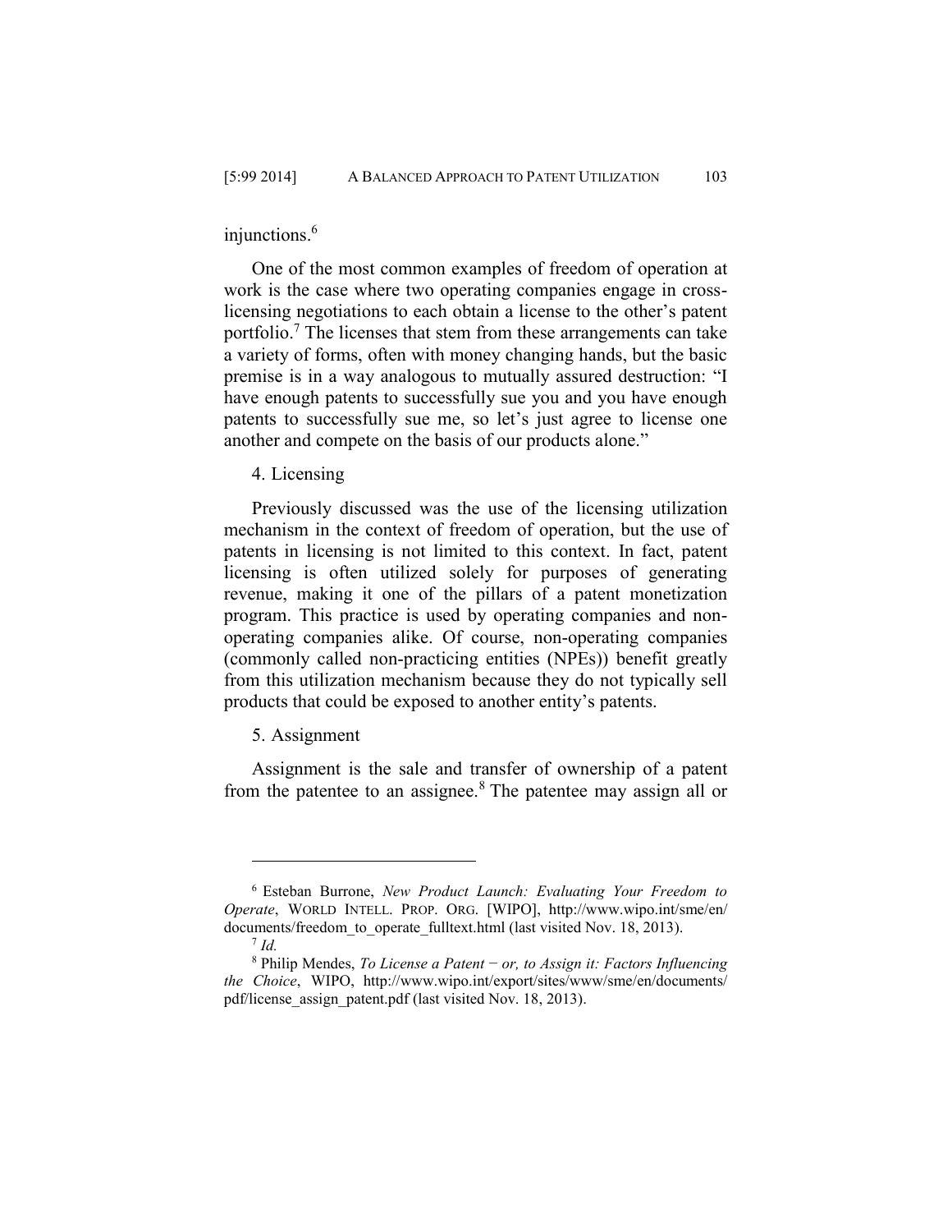injunctions.[6]

One of the most common examples of freedom of operation at work is the case where two operating companies engage in cross-licensing negotiations to each obtain a license to the other's patent portfolio.[7] The licenses that stem from these arrangements can take a variety of forms, often with money changing hands, but the basic premise is in a way analogous to mutually assured destruction: "I have enough patents to successfully sue you and you have enough patents to successfully sue me, so let's just agree to license one another and compete on the basis of our products alone."

4. Licensing

Previously discussed was the use of the licensing utilization mechanism in the context of freedom of operation, but the use of patents in licensing is not limited to this context. In fact, patent licensing is often utilized solely for purposes of generating revenue, making it one of the pillars of a patent monetization program. This practice is used by operating companies and non-operating companies alike. Of course, non-operating companies (commonly called non-practicing entities (NPEs)) benefit greatly from this utilization mechanism because they do not typically sell products that could be exposed to another entity's patents.

5. Assignment

Assignment is the sale and transfer of ownership of a patent from the patentee to an assignee.[8] The patentee may assign all or

---

[6] Esteban Burrone, *New Product Launch: Evaluating Your Freedom to Operate*, WORLD INTELL. PROP. ORG. [WIPO], http://www.wipo.int/sme/en/documents/freedom_to_operate_fulltext.html (last visited Nov. 18, 2013).

[7] *Id.*

[8] Philip Mendes, *To License a Patent − or, to Assign it: Factors Influencing the Choice*, WIPO, http://www.wipo.int/export/sites/www/sme/en/documents/pdf/license_assign_patent.pdf (last visited Nov. 18, 2013).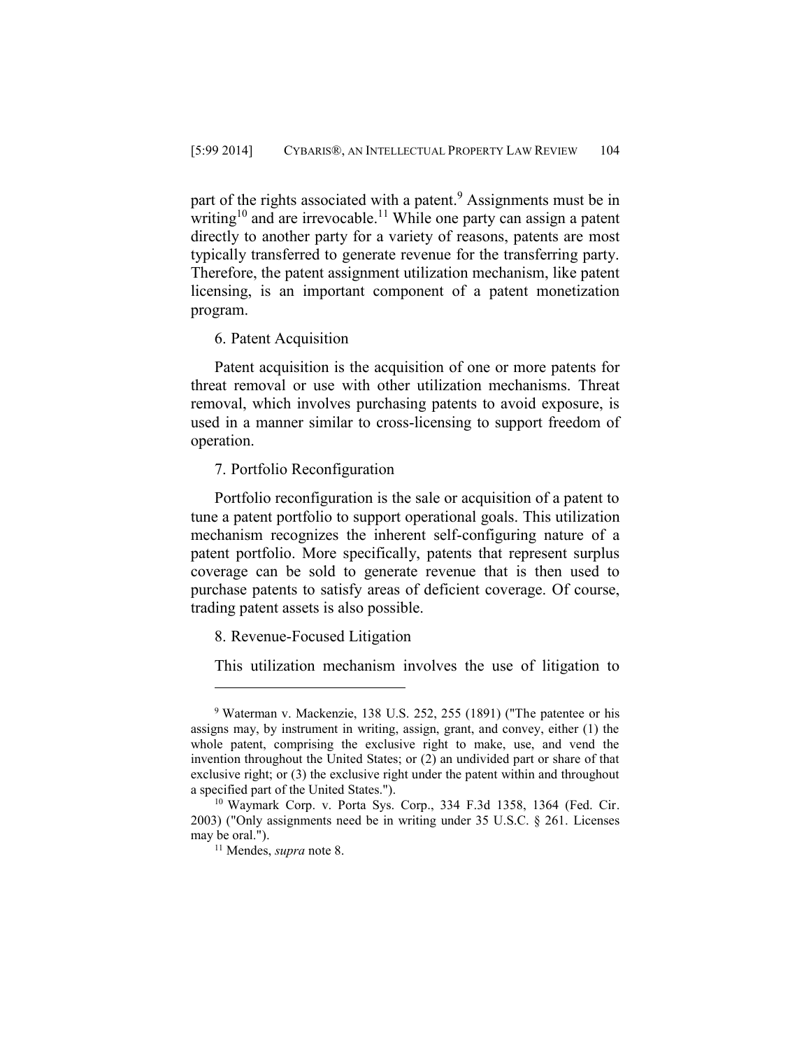part of the rights associated with a patent.[9] Assignments must be in writing[10] and are irrevocable.[11] While one party can assign a patent directly to another party for a variety of reasons, patents are most typically transferred to generate revenue for the transferring party. Therefore, the patent assignment utilization mechanism, like patent licensing, is an important component of a patent monetization program.

6. Patent Acquisition

Patent acquisition is the acquisition of one or more patents for threat removal or use with other utilization mechanisms. Threat removal, which involves purchasing patents to avoid exposure, is used in a manner similar to cross-licensing to support freedom of operation.

7. Portfolio Reconfiguration

Portfolio reconfiguration is the sale or acquisition of a patent to tune a patent portfolio to support operational goals. This utilization mechanism recognizes the inherent self-configuring nature of a patent portfolio. More specifically, patents that represent surplus coverage can be sold to generate revenue that is then used to purchase patents to satisfy areas of deficient coverage. Of course, trading patent assets is also possible.

8. Revenue-Focused Litigation

This utilization mechanism involves the use of litigation to

---

[9] Waterman v. Mackenzie, 138 U.S. 252, 255 (1891) ("The patentee or his assigns may, by instrument in writing, assign, grant, and convey, either (1) the whole patent, comprising the exclusive right to make, use, and vend the invention throughout the United States; or (2) an undivided part or share of that exclusive right; or (3) the exclusive right under the patent within and throughout a specified part of the United States.").

[10] Waymark Corp. v. Porta Sys. Corp., 334 F.3d 1358, 1364 (Fed. Cir. 2003) ("Only assignments need be in writing under 35 U.S.C. § 261. Licenses may be oral.").

[11] Mendes, *supra* note 8.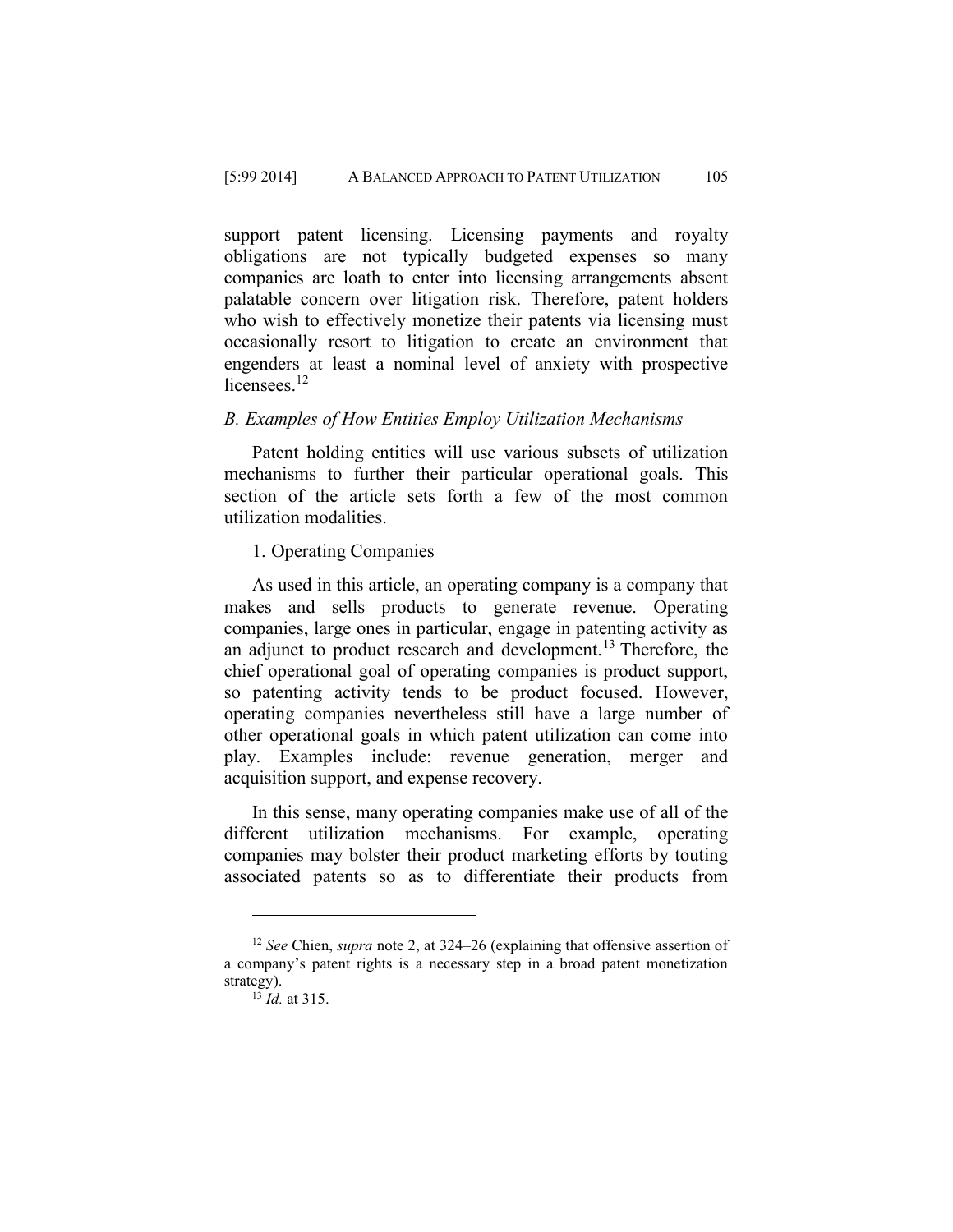support patent licensing. Licensing payments and royalty obligations are not typically budgeted expenses so many companies are loath to enter into licensing arrangements absent palatable concern over litigation risk. Therefore, patent holders who wish to effectively monetize their patents via licensing must occasionally resort to litigation to create an environment that engenders at least a nominal level of anxiety with prospective licensees.[12]

*B. Examples of How Entities Employ Utilization Mechanisms*

Patent holding entities will use various subsets of utilization mechanisms to further their particular operational goals. This section of the article sets forth a few of the most common utilization modalities.

1. Operating Companies

As used in this article, an operating company is a company that makes and sells products to generate revenue. Operating companies, large ones in particular, engage in patenting activity as an adjunct to product research and development.[13] Therefore, the chief operational goal of operating companies is product support, so patenting activity tends to be product focused. However, operating companies nevertheless still have a large number of other operational goals in which patent utilization can come into play. Examples include: revenue generation, merger and acquisition support, and expense recovery.

In this sense, many operating companies make use of all of the different utilization mechanisms. For example, operating companies may bolster their product marketing efforts by touting associated patents so as to differentiate their products from

---

[12] *See* Chien, *supra* note 2, at 324–26 (explaining that offensive assertion of a company's patent rights is a necessary step in a broad patent monetization strategy).

[13] *Id.* at 315.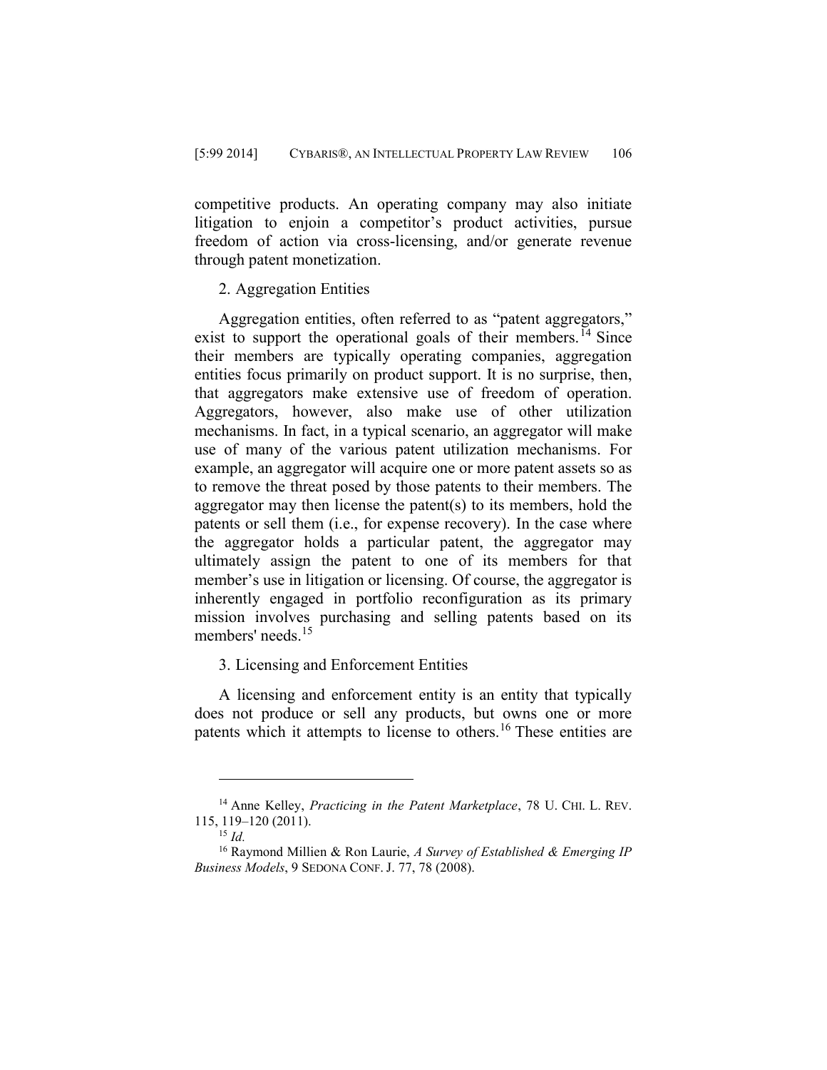competitive products. An operating company may also initiate litigation to enjoin a competitor's product activities, pursue freedom of action via cross-licensing, and/or generate revenue through patent monetization.

### 2. Aggregation Entities

Aggregation entities, often referred to as "patent aggregators," exist to support the operational goals of their members.[14] Since their members are typically operating companies, aggregation entities focus primarily on product support. It is no surprise, then, that aggregators make extensive use of freedom of operation. Aggregators, however, also make use of other utilization mechanisms. In fact, in a typical scenario, an aggregator will make use of many of the various patent utilization mechanisms. For example, an aggregator will acquire one or more patent assets so as to remove the threat posed by those patents to their members. The aggregator may then license the patent(s) to its members, hold the patents or sell them (i.e., for expense recovery). In the case where the aggregator holds a particular patent, the aggregator may ultimately assign the patent to one of its members for that member's use in litigation or licensing. Of course, the aggregator is inherently engaged in portfolio reconfiguration as its primary mission involves purchasing and selling patents based on its members' needs.[15]

### 3. Licensing and Enforcement Entities

A licensing and enforcement entity is an entity that typically does not produce or sell any products, but owns one or more patents which it attempts to license to others.[16] These entities are

---

[14] Anne Kelley, *Practicing in the Patent Marketplace*, 78 U. CHI. L. REV. 115, 119–120 (2011).

[15] *Id.*

[16] Raymond Millien & Ron Laurie, *A Survey of Established & Emerging IP Business Models*, 9 SEDONA CONF. J. 77, 78 (2008).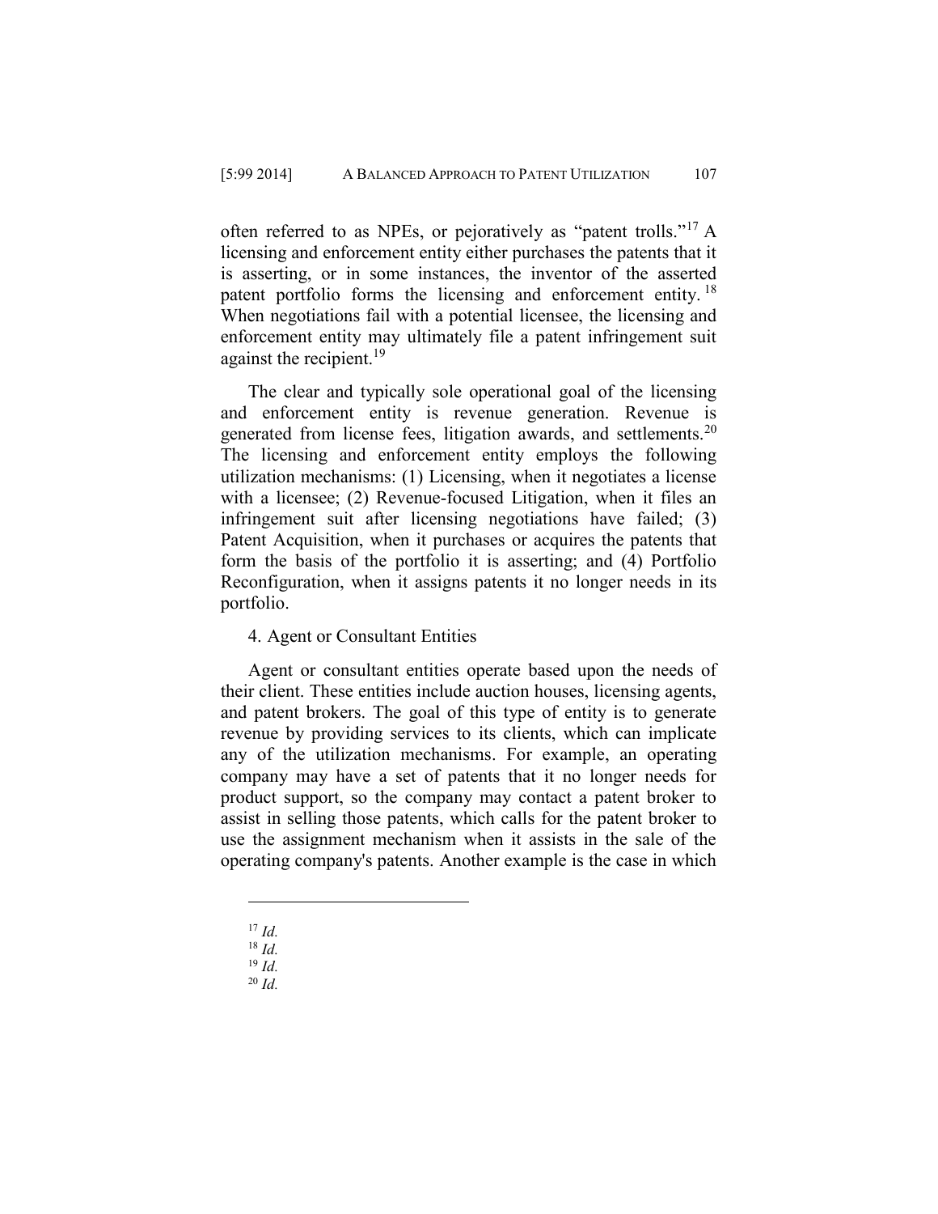often referred to as NPEs, or pejoratively as "patent trolls."[17] A licensing and enforcement entity either purchases the patents that it is asserting, or in some instances, the inventor of the asserted patent portfolio forms the licensing and enforcement entity.[18] When negotiations fail with a potential licensee, the licensing and enforcement entity may ultimately file a patent infringement suit against the recipient.[19]

The clear and typically sole operational goal of the licensing and enforcement entity is revenue generation. Revenue is generated from license fees, litigation awards, and settlements.[20] The licensing and enforcement entity employs the following utilization mechanisms: (1) Licensing, when it negotiates a license with a licensee; (2) Revenue-focused Litigation, when it files an infringement suit after licensing negotiations have failed; (3) Patent Acquisition, when it purchases or acquires the patents that form the basis of the portfolio it is asserting; and (4) Portfolio Reconfiguration, when it assigns patents it no longer needs in its portfolio.

4. Agent or Consultant Entities

Agent or consultant entities operate based upon the needs of their client. These entities include auction houses, licensing agents, and patent brokers. The goal of this type of entity is to generate revenue by providing services to its clients, which can implicate any of the utilization mechanisms. For example, an operating company may have a set of patents that it no longer needs for product support, so the company may contact a patent broker to assist in selling those patents, which calls for the patent broker to use the assignment mechanism when it assists in the sale of the operating company's patents. Another example is the case in which

---

[17] *Id.*
[18] *Id.*
[19] *Id.*
[20] *Id.*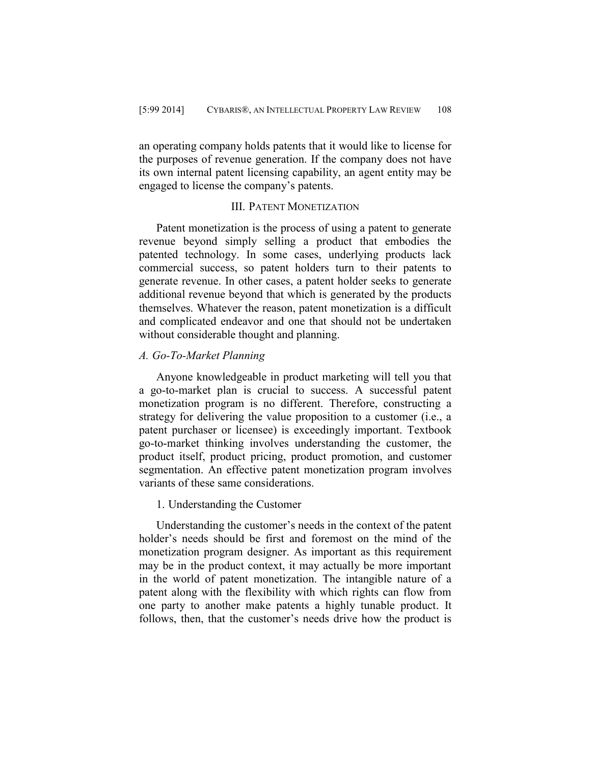an operating company holds patents that it would like to license for the purposes of revenue generation. If the company does not have its own internal patent licensing capability, an agent entity may be engaged to license the company's patents.

## III. Patent Monetization

Patent monetization is the process of using a patent to generate revenue beyond simply selling a product that embodies the patented technology. In some cases, underlying products lack commercial success, so patent holders turn to their patents to generate revenue. In other cases, a patent holder seeks to generate additional revenue beyond that which is generated by the products themselves. Whatever the reason, patent monetization is a difficult and complicated endeavor and one that should not be undertaken without considerable thought and planning.

### *A. Go-To-Market Planning*

Anyone knowledgeable in product marketing will tell you that a go-to-market plan is crucial to success. A successful patent monetization program is no different. Therefore, constructing a strategy for delivering the value proposition to a customer (i.e., a patent purchaser or licensee) is exceedingly important. Textbook go-to-market thinking involves understanding the customer, the product itself, product pricing, product promotion, and customer segmentation. An effective patent monetization program involves variants of these same considerations.

#### 1. Understanding the Customer

Understanding the customer's needs in the context of the patent holder's needs should be first and foremost on the mind of the monetization program designer. As important as this requirement may be in the product context, it may actually be more important in the world of patent monetization. The intangible nature of a patent along with the flexibility with which rights can flow from one party to another make patents a highly tunable product. It follows, then, that the customer's needs drive how the product is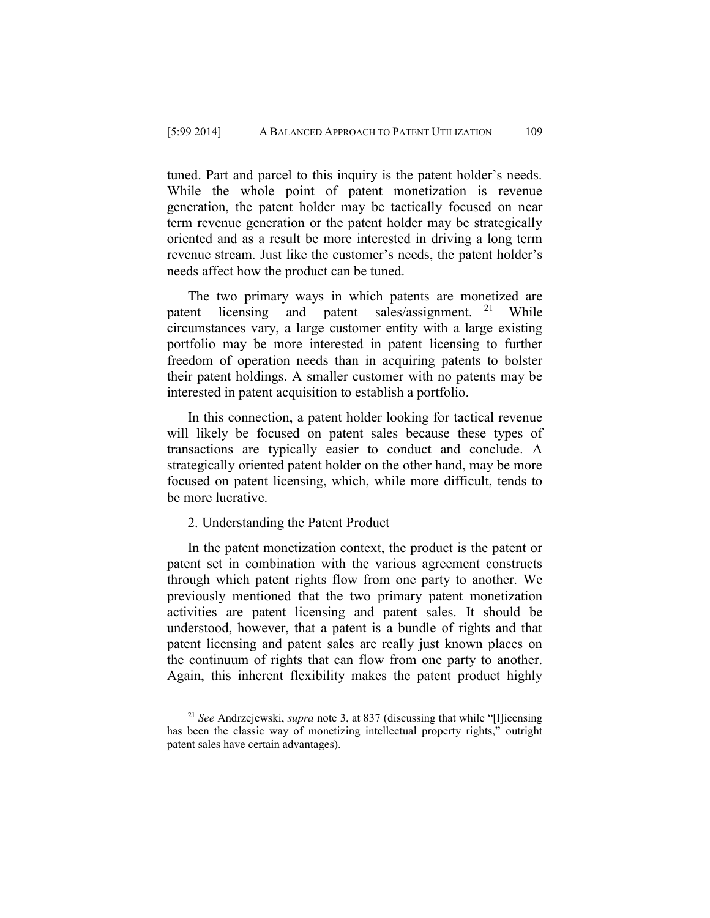tuned. Part and parcel to this inquiry is the patent holder's needs. While the whole point of patent monetization is revenue generation, the patent holder may be tactically focused on near term revenue generation or the patent holder may be strategically oriented and as a result be more interested in driving a long term revenue stream. Just like the customer's needs, the patent holder's needs affect how the product can be tuned.

The two primary ways in which patents are monetized are patent licensing and patent sales/assignment.[21] While circumstances vary, a large customer entity with a large existing portfolio may be more interested in patent licensing to further freedom of operation needs than in acquiring patents to bolster their patent holdings. A smaller customer with no patents may be interested in patent acquisition to establish a portfolio.

In this connection, a patent holder looking for tactical revenue will likely be focused on patent sales because these types of transactions are typically easier to conduct and conclude. A strategically oriented patent holder on the other hand, may be more focused on patent licensing, which, while more difficult, tends to be more lucrative.

### 2. Understanding the Patent Product

In the patent monetization context, the product is the patent or patent set in combination with the various agreement constructs through which patent rights flow from one party to another. We previously mentioned that the two primary patent monetization activities are patent licensing and patent sales. It should be understood, however, that a patent is a bundle of rights and that patent licensing and patent sales are really just known places on the continuum of rights that can flow from one party to another. Again, this inherent flexibility makes the patent product highly

---

[21] *See* Andrzejewski, *supra* note 3, at 837 (discussing that while "[l]icensing has been the classic way of monetizing intellectual property rights," outright patent sales have certain advantages).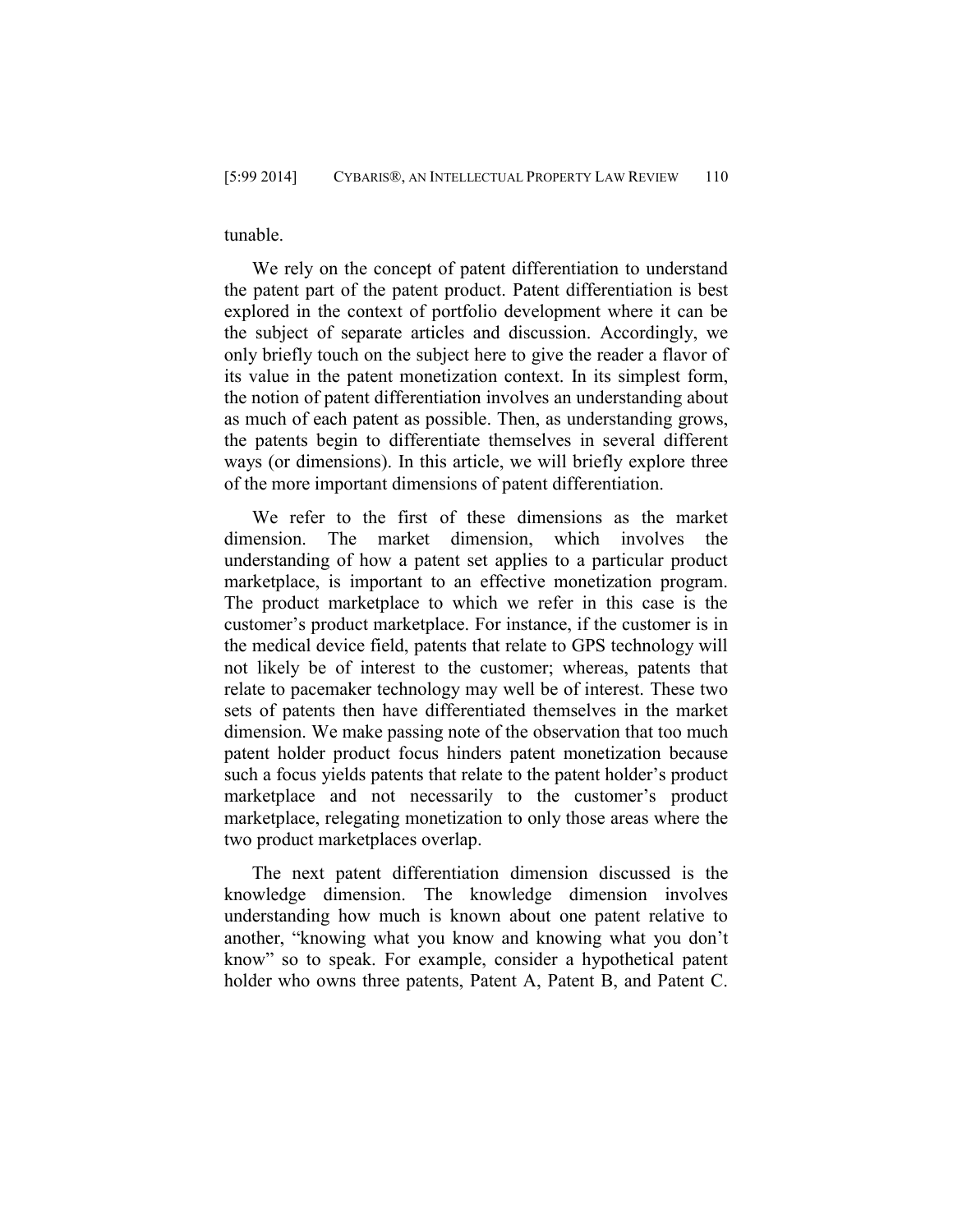tunable.

We rely on the concept of patent differentiation to understand the patent part of the patent product. Patent differentiation is best explored in the context of portfolio development where it can be the subject of separate articles and discussion. Accordingly, we only briefly touch on the subject here to give the reader a flavor of its value in the patent monetization context. In its simplest form, the notion of patent differentiation involves an understanding about as much of each patent as possible. Then, as understanding grows, the patents begin to differentiate themselves in several different ways (or dimensions). In this article, we will briefly explore three of the more important dimensions of patent differentiation.

We refer to the first of these dimensions as the market dimension. The market dimension, which involves the understanding of how a patent set applies to a particular product marketplace, is important to an effective monetization program. The product marketplace to which we refer in this case is the customer's product marketplace. For instance, if the customer is in the medical device field, patents that relate to GPS technology will not likely be of interest to the customer; whereas, patents that relate to pacemaker technology may well be of interest. These two sets of patents then have differentiated themselves in the market dimension. We make passing note of the observation that too much patent holder product focus hinders patent monetization because such a focus yields patents that relate to the patent holder's product marketplace and not necessarily to the customer's product marketplace, relegating monetization to only those areas where the two product marketplaces overlap.

The next patent differentiation dimension discussed is the knowledge dimension. The knowledge dimension involves understanding how much is known about one patent relative to another, "knowing what you know and knowing what you don't know" so to speak. For example, consider a hypothetical patent holder who owns three patents, Patent A, Patent B, and Patent C.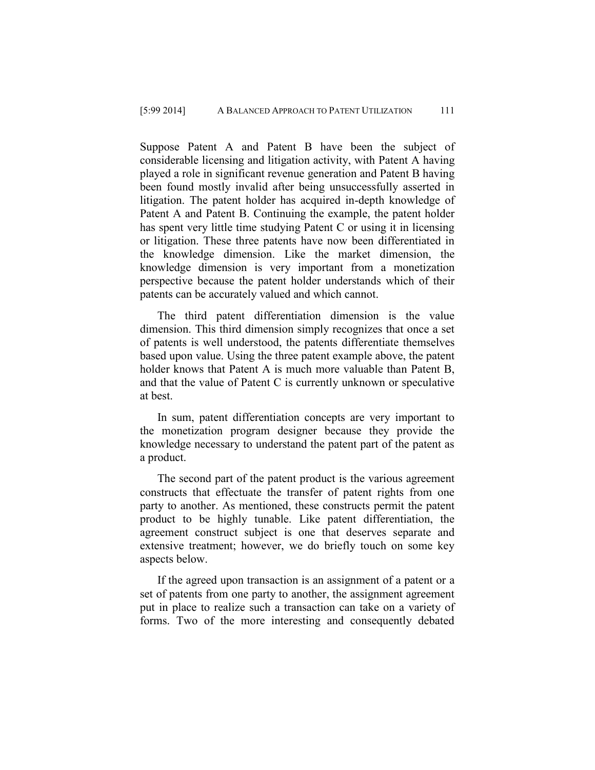Suppose Patent A and Patent B have been the subject of considerable licensing and litigation activity, with Patent A having played a role in significant revenue generation and Patent B having been found mostly invalid after being unsuccessfully asserted in litigation. The patent holder has acquired in-depth knowledge of Patent A and Patent B. Continuing the example, the patent holder has spent very little time studying Patent C or using it in licensing or litigation. These three patents have now been differentiated in the knowledge dimension. Like the market dimension, the knowledge dimension is very important from a monetization perspective because the patent holder understands which of their patents can be accurately valued and which cannot.

The third patent differentiation dimension is the value dimension. This third dimension simply recognizes that once a set of patents is well understood, the patents differentiate themselves based upon value. Using the three patent example above, the patent holder knows that Patent A is much more valuable than Patent B, and that the value of Patent C is currently unknown or speculative at best.

In sum, patent differentiation concepts are very important to the monetization program designer because they provide the knowledge necessary to understand the patent part of the patent as a product.

The second part of the patent product is the various agreement constructs that effectuate the transfer of patent rights from one party to another. As mentioned, these constructs permit the patent product to be highly tunable. Like patent differentiation, the agreement construct subject is one that deserves separate and extensive treatment; however, we do briefly touch on some key aspects below.

If the agreed upon transaction is an assignment of a patent or a set of patents from one party to another, the assignment agreement put in place to realize such a transaction can take on a variety of forms. Two of the more interesting and consequently debated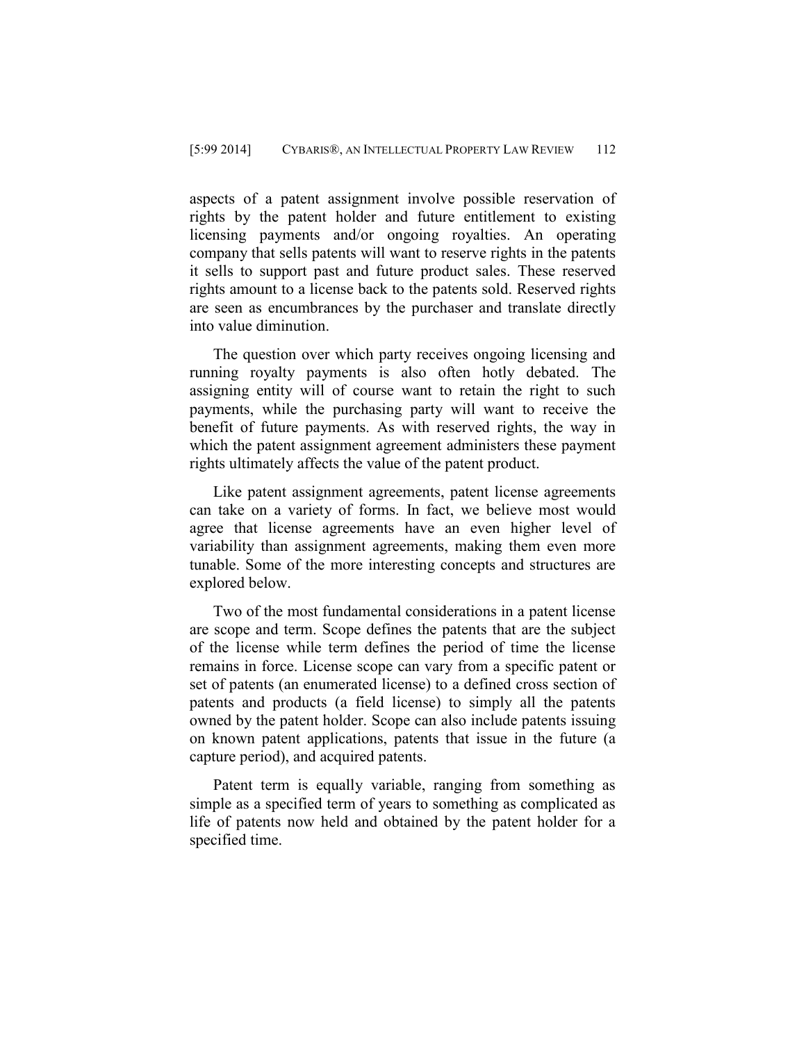aspects of a patent assignment involve possible reservation of rights by the patent holder and future entitlement to existing licensing payments and/or ongoing royalties. An operating company that sells patents will want to reserve rights in the patents it sells to support past and future product sales. These reserved rights amount to a license back to the patents sold. Reserved rights are seen as encumbrances by the purchaser and translate directly into value diminution.

The question over which party receives ongoing licensing and running royalty payments is also often hotly debated. The assigning entity will of course want to retain the right to such payments, while the purchasing party will want to receive the benefit of future payments. As with reserved rights, the way in which the patent assignment agreement administers these payment rights ultimately affects the value of the patent product.

Like patent assignment agreements, patent license agreements can take on a variety of forms. In fact, we believe most would agree that license agreements have an even higher level of variability than assignment agreements, making them even more tunable. Some of the more interesting concepts and structures are explored below.

Two of the most fundamental considerations in a patent license are scope and term. Scope defines the patents that are the subject of the license while term defines the period of time the license remains in force. License scope can vary from a specific patent or set of patents (an enumerated license) to a defined cross section of patents and products (a field license) to simply all the patents owned by the patent holder. Scope can also include patents issuing on known patent applications, patents that issue in the future (a capture period), and acquired patents.

Patent term is equally variable, ranging from something as simple as a specified term of years to something as complicated as life of patents now held and obtained by the patent holder for a specified time.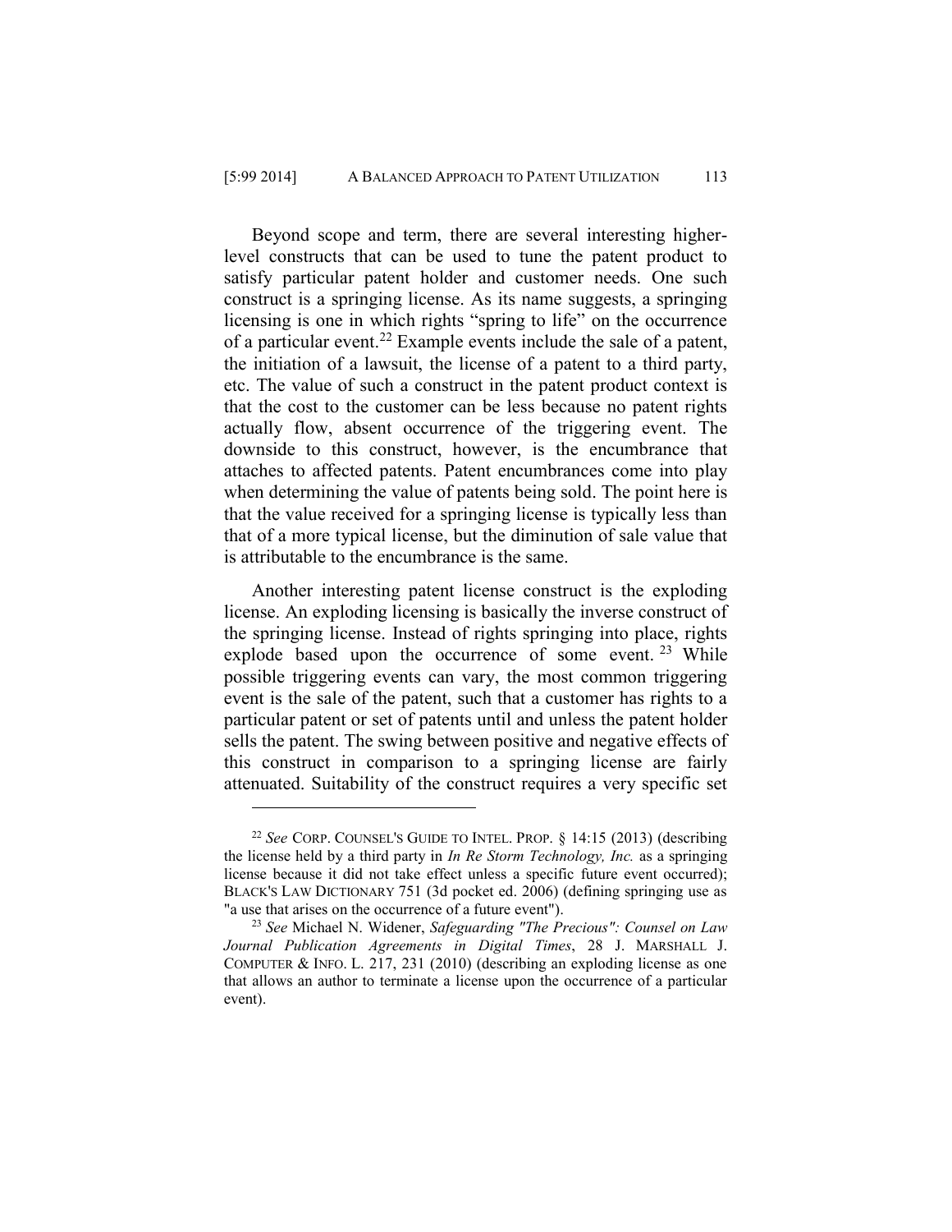Beyond scope and term, there are several interesting higher-level constructs that can be used to tune the patent product to satisfy particular patent holder and customer needs. One such construct is a springing license. As its name suggests, a springing licensing is one in which rights "spring to life" on the occurrence of a particular event.[22] Example events include the sale of a patent, the initiation of a lawsuit, the license of a patent to a third party, etc. The value of such a construct in the patent product context is that the cost to the customer can be less because no patent rights actually flow, absent occurrence of the triggering event. The downside to this construct, however, is the encumbrance that attaches to affected patents. Patent encumbrances come into play when determining the value of patents being sold. The point here is that the value received for a springing license is typically less than that of a more typical license, but the diminution of sale value that is attributable to the encumbrance is the same.

Another interesting patent license construct is the exploding license. An exploding licensing is basically the inverse construct of the springing license. Instead of rights springing into place, rights explode based upon the occurrence of some event.[23] While possible triggering events can vary, the most common triggering event is the sale of the patent, such that a customer has rights to a particular patent or set of patents until and unless the patent holder sells the patent. The swing between positive and negative effects of this construct in comparison to a springing license are fairly attenuated. Suitability of the construct requires a very specific set

---

[22] *See* CORP. COUNSEL'S GUIDE TO INTEL. PROP. § 14:15 (2013) (describing the license held by a third party in *In Re Storm Technology, Inc.* as a springing license because it did not take effect unless a specific future event occurred); BLACK'S LAW DICTIONARY 751 (3d pocket ed. 2006) (defining springing use as "a use that arises on the occurrence of a future event").

[23] *See* Michael N. Widener, *Safeguarding "The Precious": Counsel on Law Journal Publication Agreements in Digital Times*, 28 J. MARSHALL J. COMPUTER & INFO. L. 217, 231 (2010) (describing an exploding license as one that allows an author to terminate a license upon the occurrence of a particular event).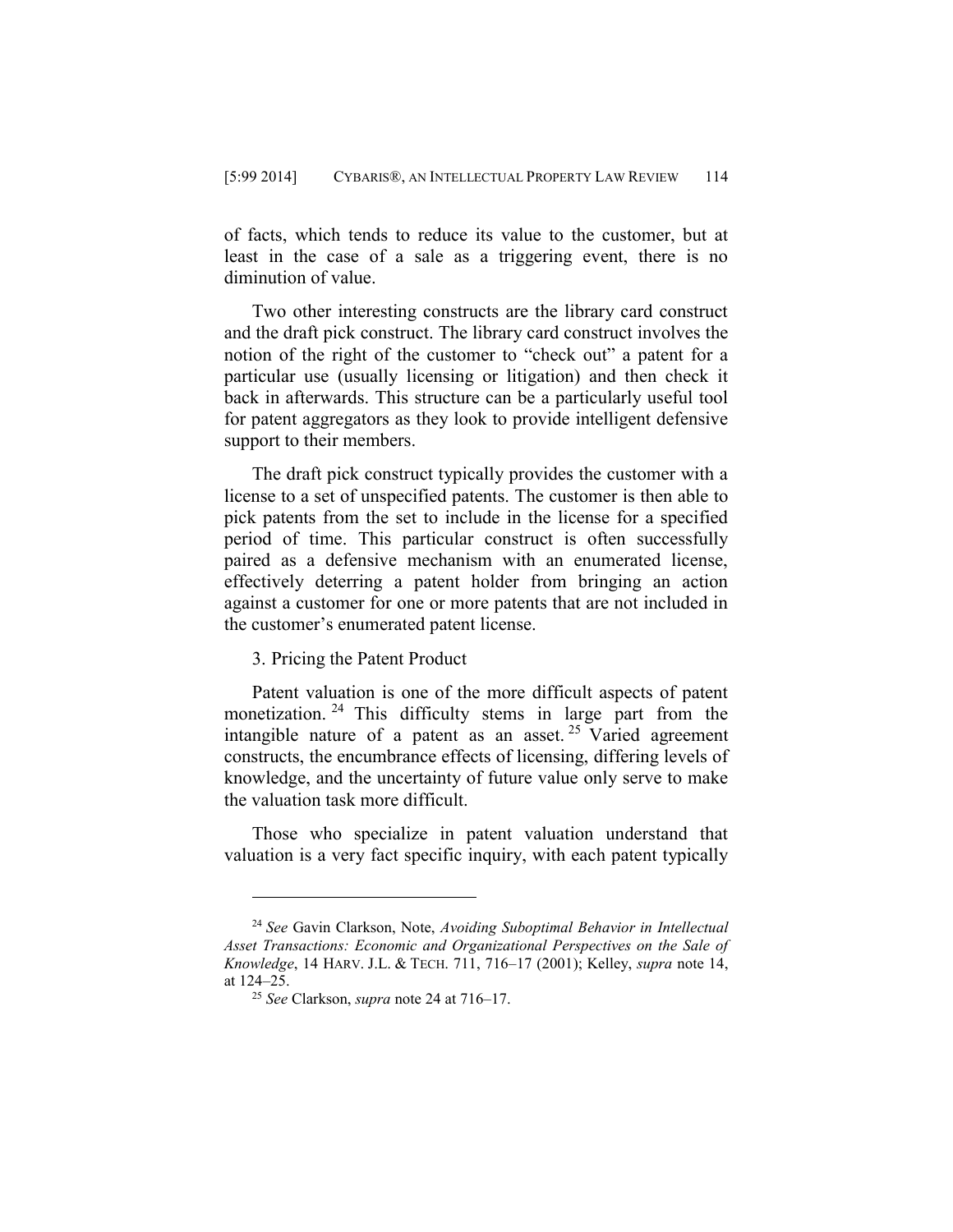of facts, which tends to reduce its value to the customer, but at least in the case of a sale as a triggering event, there is no diminution of value.

Two other interesting constructs are the library card construct and the draft pick construct. The library card construct involves the notion of the right of the customer to "check out" a patent for a particular use (usually licensing or litigation) and then check it back in afterwards. This structure can be a particularly useful tool for patent aggregators as they look to provide intelligent defensive support to their members.

The draft pick construct typically provides the customer with a license to a set of unspecified patents. The customer is then able to pick patents from the set to include in the license for a specified period of time. This particular construct is often successfully paired as a defensive mechanism with an enumerated license, effectively deterring a patent holder from bringing an action against a customer for one or more patents that are not included in the customer's enumerated patent license.

3. Pricing the Patent Product

Patent valuation is one of the more difficult aspects of patent monetization.[24] This difficulty stems in large part from the intangible nature of a patent as an asset.[25] Varied agreement constructs, the encumbrance effects of licensing, differing levels of knowledge, and the uncertainty of future value only serve to make the valuation task more difficult.

Those who specialize in patent valuation understand that valuation is a very fact specific inquiry, with each patent typically

---

[24] *See* Gavin Clarkson, Note, *Avoiding Suboptimal Behavior in Intellectual Asset Transactions: Economic and Organizational Perspectives on the Sale of Knowledge*, 14 HARV. J.L. & TECH. 711, 716–17 (2001); Kelley, *supra* note 14, at 124–25.

[25] *See* Clarkson, *supra* note 24 at 716–17.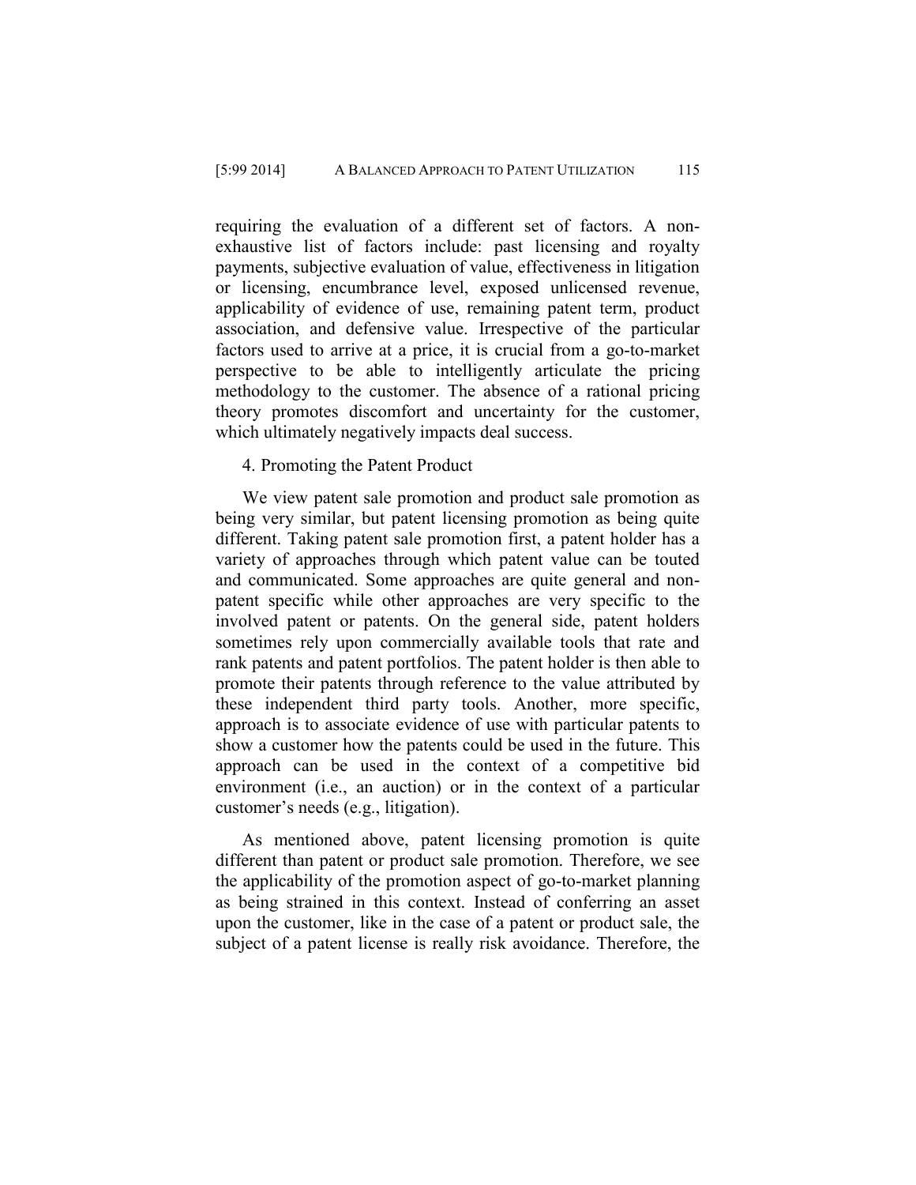requiring the evaluation of a different set of factors. A non-exhaustive list of factors include: past licensing and royalty payments, subjective evaluation of value, effectiveness in litigation or licensing, encumbrance level, exposed unlicensed revenue, applicability of evidence of use, remaining patent term, product association, and defensive value. Irrespective of the particular factors used to arrive at a price, it is crucial from a go-to-market perspective to be able to intelligently articulate the pricing methodology to the customer. The absence of a rational pricing theory promotes discomfort and uncertainty for the customer, which ultimately negatively impacts deal success.

4. Promoting the Patent Product

We view patent sale promotion and product sale promotion as being very similar, but patent licensing promotion as being quite different. Taking patent sale promotion first, a patent holder has a variety of approaches through which patent value can be touted and communicated. Some approaches are quite general and non-patent specific while other approaches are very specific to the involved patent or patents. On the general side, patent holders sometimes rely upon commercially available tools that rate and rank patents and patent portfolios. The patent holder is then able to promote their patents through reference to the value attributed by these independent third party tools. Another, more specific, approach is to associate evidence of use with particular patents to show a customer how the patents could be used in the future. This approach can be used in the context of a competitive bid environment (i.e., an auction) or in the context of a particular customer's needs (e.g., litigation).

As mentioned above, patent licensing promotion is quite different than patent or product sale promotion. Therefore, we see the applicability of the promotion aspect of go-to-market planning as being strained in this context. Instead of conferring an asset upon the customer, like in the case of a patent or product sale, the subject of a patent license is really risk avoidance. Therefore, the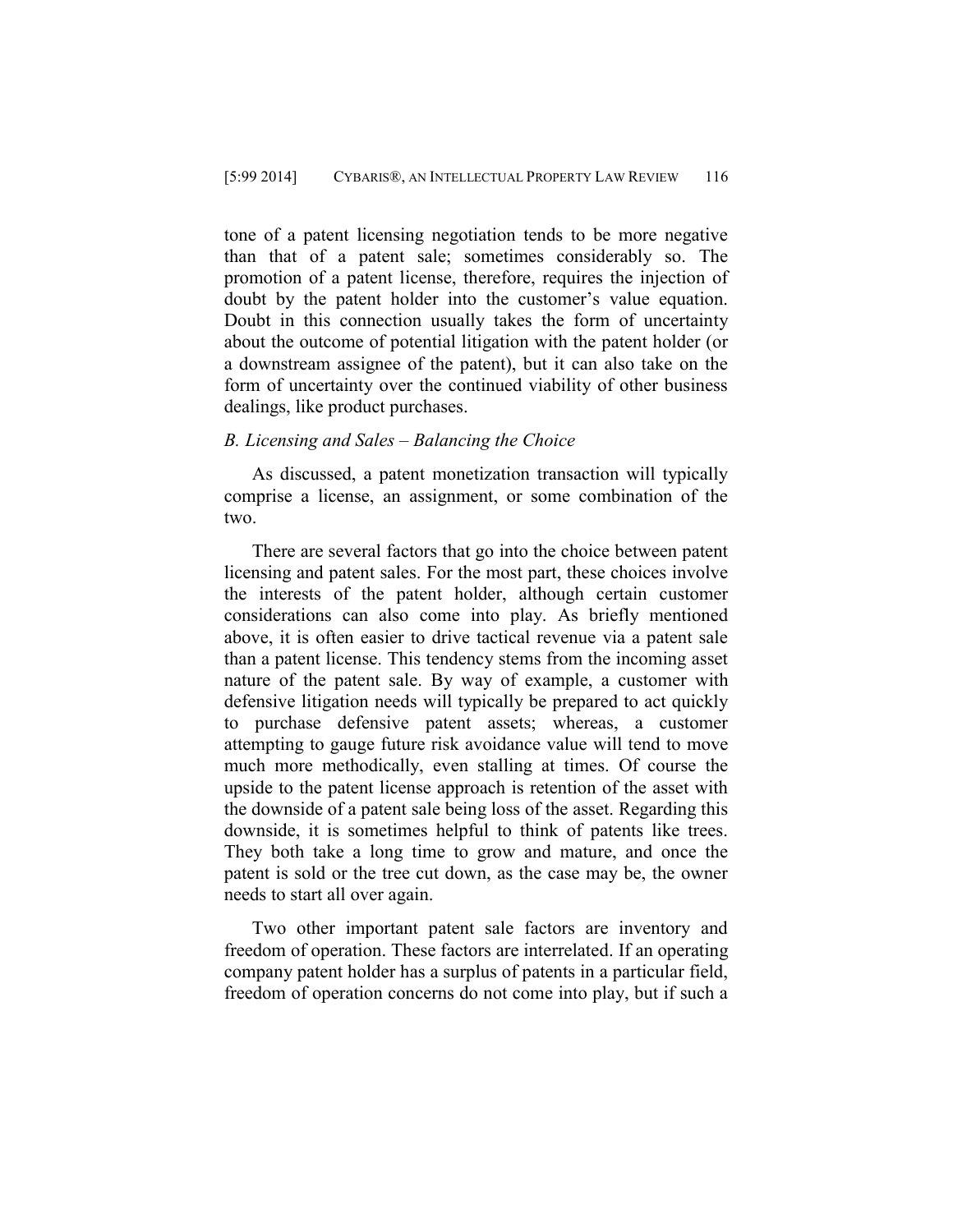tone of a patent licensing negotiation tends to be more negative than that of a patent sale; sometimes considerably so. The promotion of a patent license, therefore, requires the injection of doubt by the patent holder into the customer's value equation. Doubt in this connection usually takes the form of uncertainty about the outcome of potential litigation with the patent holder (or a downstream assignee of the patent), but it can also take on the form of uncertainty over the continued viability of other business dealings, like product purchases.

### *B. Licensing and Sales – Balancing the Choice*

As discussed, a patent monetization transaction will typically comprise a license, an assignment, or some combination of the two.

There are several factors that go into the choice between patent licensing and patent sales. For the most part, these choices involve the interests of the patent holder, although certain customer considerations can also come into play. As briefly mentioned above, it is often easier to drive tactical revenue via a patent sale than a patent license. This tendency stems from the incoming asset nature of the patent sale. By way of example, a customer with defensive litigation needs will typically be prepared to act quickly to purchase defensive patent assets; whereas, a customer attempting to gauge future risk avoidance value will tend to move much more methodically, even stalling at times. Of course the upside to the patent license approach is retention of the asset with the downside of a patent sale being loss of the asset. Regarding this downside, it is sometimes helpful to think of patents like trees. They both take a long time to grow and mature, and once the patent is sold or the tree cut down, as the case may be, the owner needs to start all over again.

Two other important patent sale factors are inventory and freedom of operation. These factors are interrelated. If an operating company patent holder has a surplus of patents in a particular field, freedom of operation concerns do not come into play, but if such a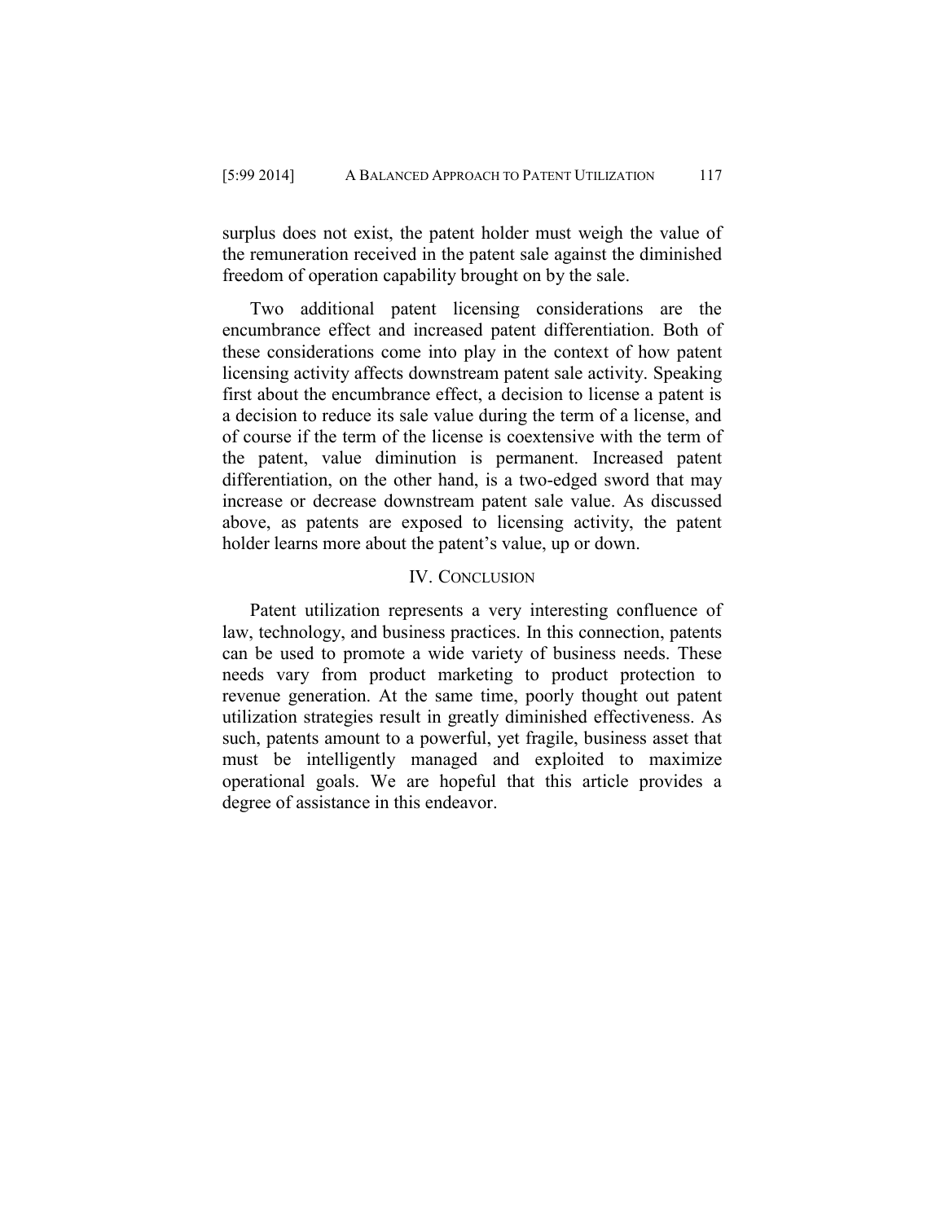surplus does not exist, the patent holder must weigh the value of the remuneration received in the patent sale against the diminished freedom of operation capability brought on by the sale.

Two additional patent licensing considerations are the encumbrance effect and increased patent differentiation. Both of these considerations come into play in the context of how patent licensing activity affects downstream patent sale activity. Speaking first about the encumbrance effect, a decision to license a patent is a decision to reduce its sale value during the term of a license, and of course if the term of the license is coextensive with the term of the patent, value diminution is permanent. Increased patent differentiation, on the other hand, is a two-edged sword that may increase or decrease downstream patent sale value. As discussed above, as patents are exposed to licensing activity, the patent holder learns more about the patent's value, up or down.

## IV. Conclusion

Patent utilization represents a very interesting confluence of law, technology, and business practices. In this connection, patents can be used to promote a wide variety of business needs. These needs vary from product marketing to product protection to revenue generation. At the same time, poorly thought out patent utilization strategies result in greatly diminished effectiveness. As such, patents amount to a powerful, yet fragile, business asset that must be intelligently managed and exploited to maximize operational goals. We are hopeful that this article provides a degree of assistance in this endeavor.